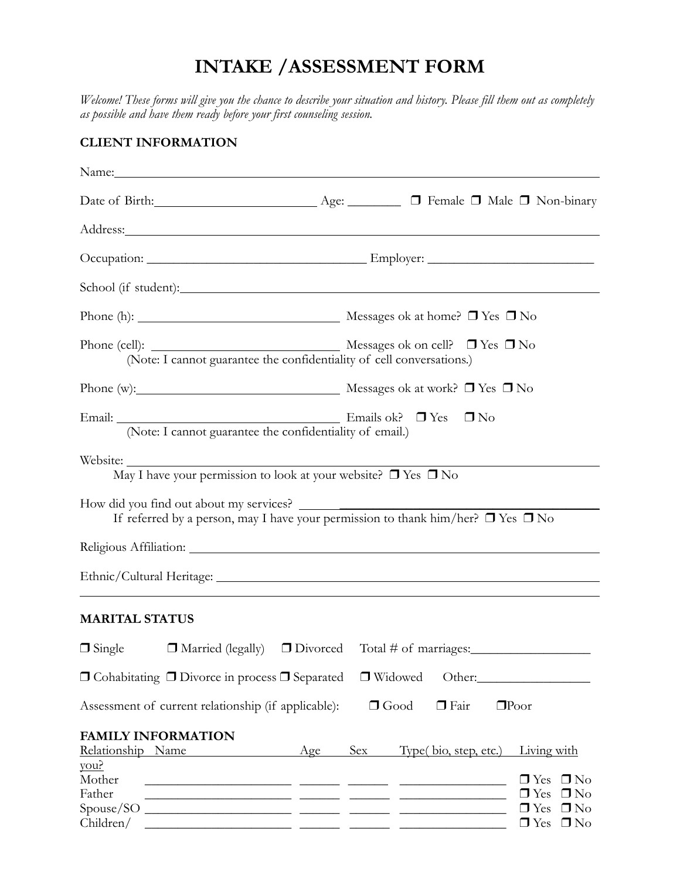# INTAKE /ASSESSMENT FORM

*Welcome! These forms will give you the chance to describe your situation and history. Please fill them out as completely as possible and have them ready before your first counseling session.*

## CLIENT INFORMATION

Name:\_\_\_\_\_\_\_\_\_\_\_\_\_\_\_\_\_\_\_\_\_\_\_\_\_\_\_\_\_\_\_\_\_\_\_\_\_\_\_\_\_\_\_\_\_\_\_\_\_\_\_\_\_\_\_\_\_\_\_\_

Date of Birth:\_\_\_\_\_\_\_\_\_\_\_\_\_\_\_\_\_\_\_\_\_\_\_\_ Age: \_\_\_\_\_\_\_\_ ❒ Female ❒ Male ❒ Non-binary

Address:\_\_\_\_\_\_\_\_\_\_\_\_\_\_\_\_\_\_\_\_\_\_\_\_\_\_\_\_\_\_\_\_\_\_\_\_\_\_\_\_\_\_\_\_\_\_\_\_\_\_\_\_\_\_\_\_\_\_\_\_

Occupation: \_\_\_\_\_\_\_\_\_\_\_\_\_\_\_\_\_\_\_\_\_\_\_\_\_\_\_\_\_\_\_\_\_\_ Employer: \_\_\_\_\_\_\_\_\_\_\_\_\_\_\_\_\_\_\_\_\_\_\_\_\_\_

School (if student):\_\_\_\_\_\_\_\_\_\_\_\_\_\_\_\_\_\_\_\_\_\_\_\_\_\_\_\_\_\_\_\_\_\_\_\_\_\_\_\_\_\_\_\_\_\_\_\_\_\_\_\_\_\_

Phone (h): \_\_\_\_\_\_\_\_\_\_\_\_\_\_\_\_\_\_\_\_\_\_\_\_\_\_\_\_\_\_\_ Messages ok at home? ❒ Yes ❒ No

Phone (cell): \_\_\_\_\_\_\_\_\_\_\_\_\_\_\_\_\_\_\_\_\_\_\_\_\_\_\_\_ Messages ok on cell? ❒ Yes ❒ No
(Note: I cannot guarantee the confidentiality of cell conversations.)

Phone (w):\_\_\_\_\_\_\_\_\_\_\_\_\_\_\_\_\_\_\_\_\_\_\_\_\_\_\_\_\_\_\_ Messages ok at work? ❒ Yes ❒ No

Email: \_\_\_\_\_\_\_\_\_\_\_\_\_\_\_\_\_\_\_\_\_\_\_\_\_\_\_\_\_\_\_\_\_\_\_ Emails ok? ❒ Yes ❒ No
(Note: I cannot guarantee the confidentiality of email.)

Website: \_\_\_\_\_\_\_\_\_\_\_\_\_\_\_\_\_\_\_\_\_\_\_\_\_\_\_\_\_\_\_\_\_\_\_\_\_\_\_\_\_\_\_\_\_\_\_\_\_\_\_\_\_\_\_\_\_\_\_\_
May I have your permission to look at your website? ❒ Yes ❒ No

How did you find out about my services? \_\_\_\_\_\_\_\_\_\_\_\_\_\_\_\_\_\_\_\_\_\_\_\_\_\_\_\_\_\_\_\_\_\_\_\_\_\_\_\_
If referred by a person, may I have your permission to thank him/her? ❒ Yes ❒ No

Religious Affiliation: \_\_\_\_\_\_\_\_\_\_\_\_\_\_\_\_\_\_\_\_\_\_\_\_\_\_\_\_\_\_\_\_\_\_\_\_\_\_\_\_\_\_\_\_\_\_\_\_\_\_\_\_\_\_

Ethnic/Cultural Heritage: \_\_\_\_\_\_\_\_\_\_\_\_\_\_\_\_\_\_\_\_\_\_\_\_\_\_\_\_\_\_\_\_\_\_\_\_\_\_\_\_\_\_\_\_\_\_\_\_\_\_
\_\_\_\_\_\_\_\_\_\_\_\_\_\_\_\_\_\_\_\_\_\_\_\_\_\_\_\_\_\_\_\_\_\_\_\_\_\_\_\_\_\_\_\_\_\_\_\_\_\_\_\_\_\_\_\_\_\_\_\_\_\_\_\_\_\_\_\_\_\_

## MARITAL STATUS

❒ Single ❒ Married (legally) ❒ Divorced Total # of marriages:\_\_\_\_\_\_\_\_\_\_\_\_\_\_\_\_\_\_

❒ Cohabitating ❒ Divorce in process ❒ Separated ❒ Widowed Other:\_\_\_\_\_\_\_\_\_\_\_\_\_\_\_\_\_

Assessment of current relationship (if applicable): ❒ Good ❒ Fair ❒Poor

## FAMILY INFORMATION

| Relationship | Name | Age | Sex | Type( bio, step, etc.) | Living with you? |
|---|---|---|---|---|---|
| Mother | \_\_\_\_\_\_\_\_\_\_\_\_\_\_\_\_\_\_\_\_ | \_\_\_\_\_\_ | \_\_\_\_\_\_ | \_\_\_\_\_\_\_\_\_\_\_\_\_\_\_\_ | ❒ Yes ❒ No |
| Father | \_\_\_\_\_\_\_\_\_\_\_\_\_\_\_\_\_\_\_\_ | \_\_\_\_\_\_ | \_\_\_\_\_\_ | \_\_\_\_\_\_\_\_\_\_\_\_\_\_\_\_ | ❒ Yes ❒ No |
| Spouse/SO | \_\_\_\_\_\_\_\_\_\_\_\_\_\_\_\_\_\_\_\_ | \_\_\_\_\_\_ | \_\_\_\_\_\_ | \_\_\_\_\_\_\_\_\_\_\_\_\_\_\_\_ | ❒ Yes ❒ No |
| Children/ | \_\_\_\_\_\_\_\_\_\_\_\_\_\_\_\_\_\_\_\_ | \_\_\_\_\_\_ | \_\_\_\_\_\_ | \_\_\_\_\_\_\_\_\_\_\_\_\_\_\_\_ | ❒ Yes ❒ No |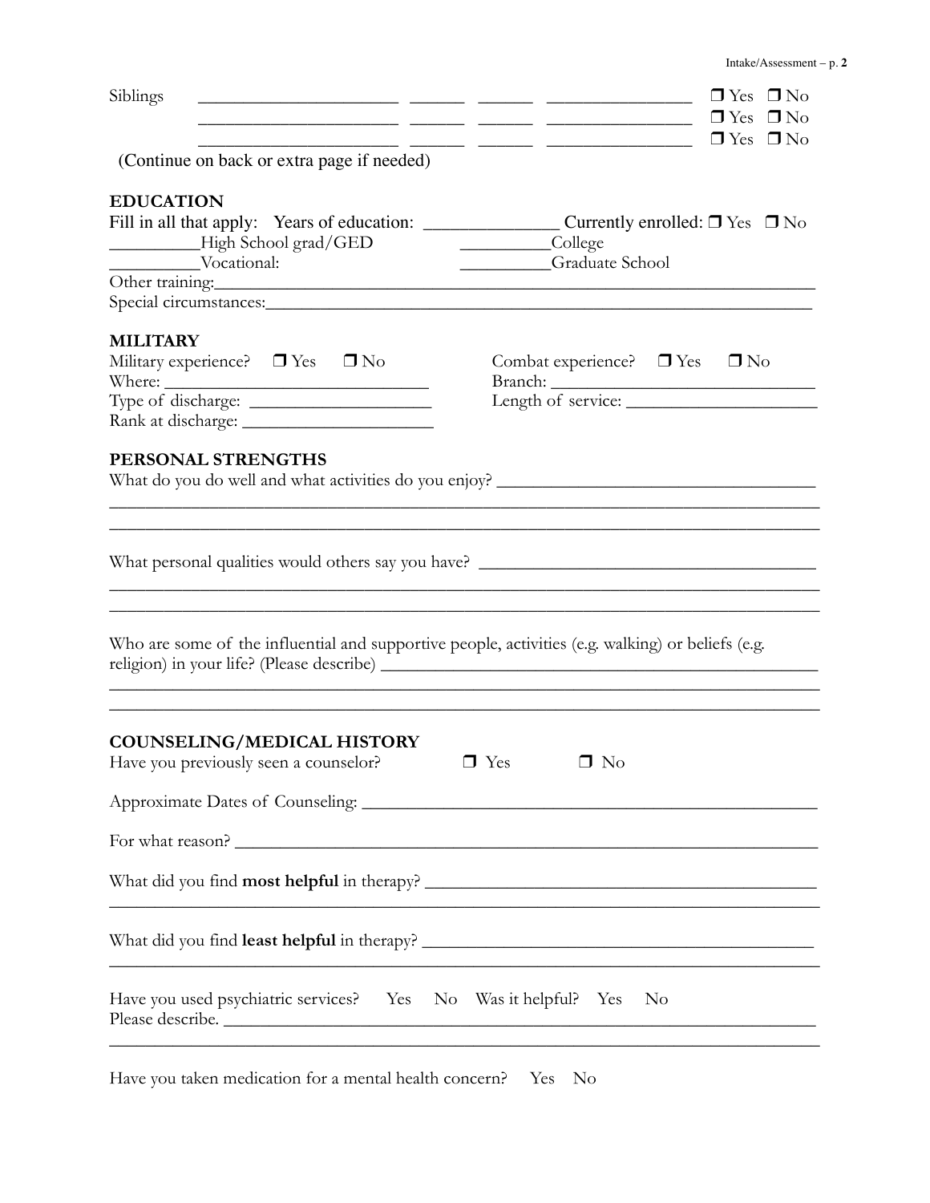Siblings ______________________ ______ ______ ________________ ❒ Yes ❒ No
______________________ ______ ______ ________________ ❒ Yes ❒ No
______________________ ______ ______ ________________ ❒ Yes ❒ No

(Continue on back or extra page if needed)

## EDUCATION

Fill in all that apply: Years of education: _______________ Currently enrolled: ❒ Yes ❒ No

__________High School grad/GED __________College

__________Vocational: __________Graduate School

Other training:_______________________________________________________________

Special circumstances:__________________________________________________________

## MILITARY

Military experience? ❒ Yes ❒ No Combat experience? ❒ Yes ❒ No

Where: ______________________________ Branch: ______________________________

Type of discharge: ____________________ Length of service: _____________________

Rank at discharge: ______________________

## PERSONAL STRENGTHS

What do you do well and what activities do you enjoy? ___________________________________

______________________________________________________________________________

______________________________________________________________________________

What personal qualities would others say you have? ______________________________________

______________________________________________________________________________

______________________________________________________________________________

Who are some of the influential and supportive people, activities (e.g. walking) or beliefs (e.g. religion) in your life? (Please describe) ___________________________________________________

______________________________________________________________________________

______________________________________________________________________________

## COUNSELING/MEDICAL HISTORY

Have you previously seen a counselor? ❒ Yes ❒ No

Approximate Dates of Counseling: __________________________________________________

For what reason? _______________________________________________________________

What did you find **most helpful** in therapy? ___________________________________________

______________________________________________________________________________

What did you find **least helpful** in therapy? __________________________________________

______________________________________________________________________________

Have you used psychiatric services? Yes No Was it helpful? Yes No

Please describe. ________________________________________________________________

______________________________________________________________________________

Have you taken medication for a mental health concern? Yes No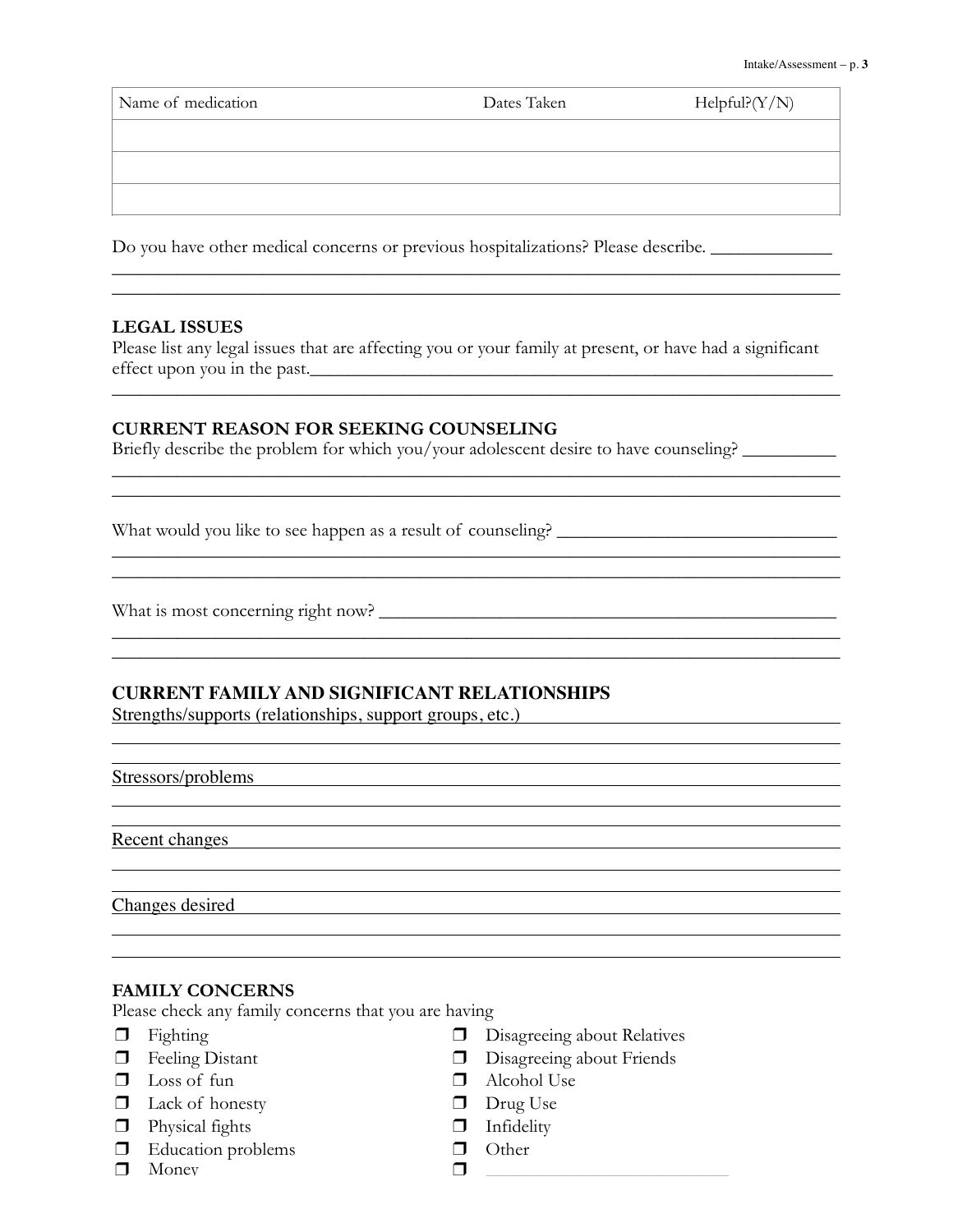| Name of medication | Dates Taken | Helpful?(Y/N) |
| --- | --- | --- |
| | | |
| | | |
| | | |

Do you have other medical concerns or previous hospitalizations? Please describe. _____________
___________________________________________________________________________
___________________________________________________________________________

### LEGAL ISSUES

Please list any legal issues that are affecting you or your family at present, or have had a significant effect upon you in the past.___________________________________________________________
___________________________________________________________________________

### CURRENT REASON FOR SEEKING COUNSELING

Briefly describe the problem for which you/your adolescent desire to have counseling? __________
___________________________________________________________________________
___________________________________________________________________________

What would you like to see happen as a result of counseling? ______________________________
___________________________________________________________________________
___________________________________________________________________________

What is most concerning right now? __________________________________________________
___________________________________________________________________________
___________________________________________________________________________

### CURRENT FAMILY AND SIGNIFICANT RELATIONSHIPS

Strengths/supports (relationships, support groups, etc.) ___________________________________
___________________________________________________________________________
___________________________________________________________________________

Stressors/problems ___________________________________________________________
___________________________________________________________________________
___________________________________________________________________________

Recent changes ______________________________________________________________
___________________________________________________________________________
___________________________________________________________________________

Changes desired _____________________________________________________________
___________________________________________________________________________
___________________________________________________________________________

### FAMILY CONCERNS

Please check any family concerns that you are having

- ❒ Fighting
- ❒ Feeling Distant
- ❒ Loss of fun
- ❒ Lack of honesty
- ❒ Physical fights
- ❒ Education problems
- ❒ Money
- ❒ Disagreeing about Relatives
- ❒ Disagreeing about Friends
- ❒ Alcohol Use
- ❒ Drug Use
- ❒ Infidelity
- ❒ Other
- ❒ ______________________________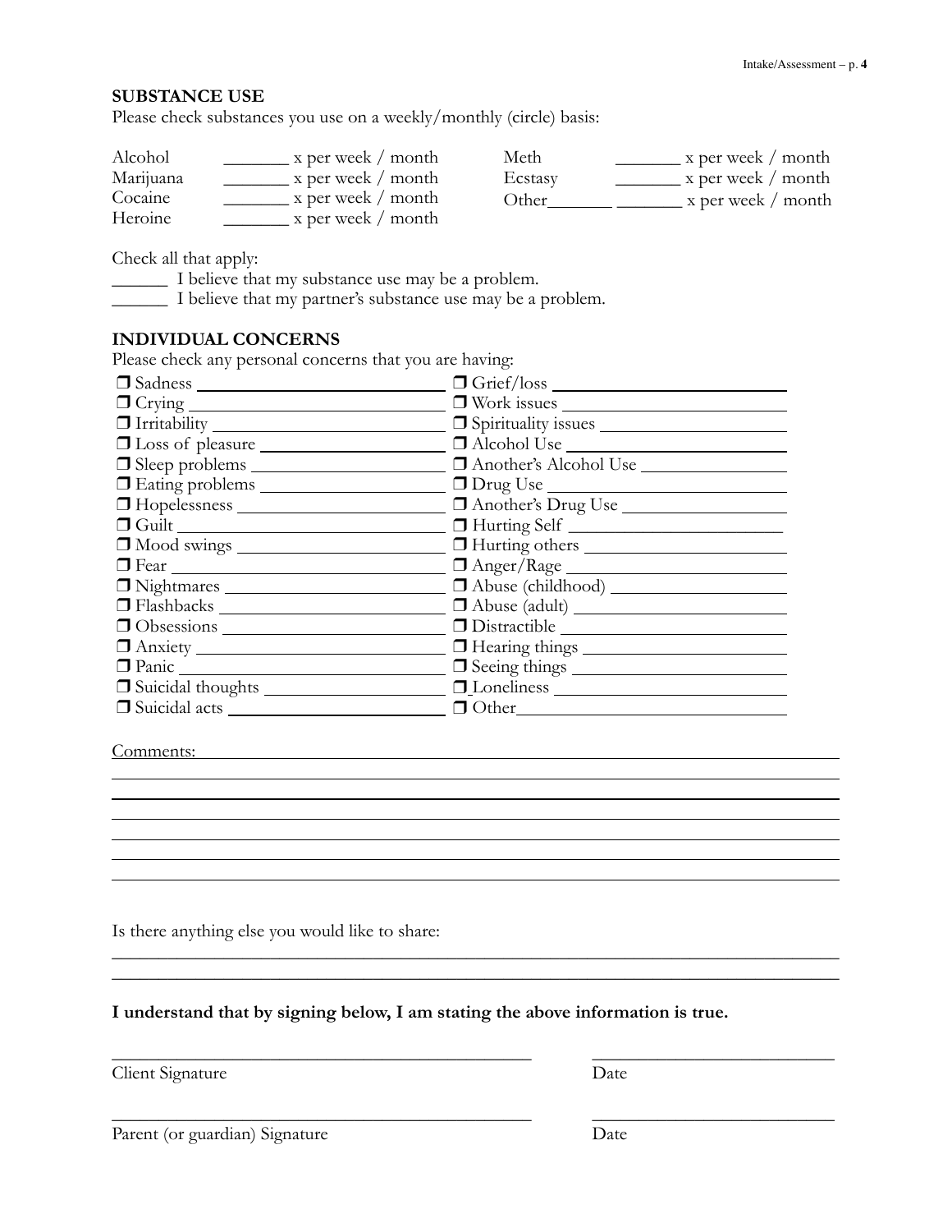## SUBSTANCE USE

Please check substances you use on a weekly/monthly (circle) basis:

| | | | |
|---|---|---|---|
| Alcohol | _______ x per week / month | Meth | _______ x per week / month |
| Marijuana | _______ x per week / month | Ecstasy | _______ x per week / month |
| Cocaine | _______ x per week / month | Other_______ | _______ x per week / month |
| Heroine | _______ x per week / month | | |

Check all that apply:

______ I believe that my substance use may be a problem.

______ I believe that my partner's substance use may be a problem.

## INDIVIDUAL CONCERNS

Please check any personal concerns that you are having:

| | |
|---|---|
| ❒ Sadness ____________ | ❒ Grief/loss ____________ |
| ❒ Crying ____________ | ❒ Work issues ____________ |
| ❒ Irritability ____________ | ❒ Spirituality issues ____________ |
| ❒ Loss of pleasure ____________ | ❒ Alcohol Use ____________ |
| ❒ Sleep problems ____________ | ❒ Another's Alcohol Use ____________ |
| ❒ Eating problems ____________ | ❒ Drug Use ____________ |
| ❒ Hopelessness ____________ | ❒ Another's Drug Use ____________ |
| ❒ Guilt ____________ | ❒ Hurting Self ____________ |
| ❒ Mood swings ____________ | ❒ Hurting others ____________ |
| ❒ Fear ____________ | ❒ Anger/Rage ____________ |
| ❒ Nightmares ____________ | ❒ Abuse (childhood) ____________ |
| ❒ Flashbacks ____________ | ❒ Abuse (adult) ____________ |
| ❒ Obsessions ____________ | ❒ Distractible ____________ |
| ❒ Anxiety ____________ | ❒ Hearing things ____________ |
| ❒ Panic ____________ | ❒ Seeing things ____________ |
| ❒ Suicidal thoughts ____________ | ❒ Loneliness ____________ |
| ❒ Suicidal acts ____________ | ❒ Other____________ |

Comments: ____________________________________________________________

____________________________________________________________

____________________________________________________________

____________________________________________________________

____________________________________________________________

____________________________________________________________

____________________________________________________________

Is there anything else you would like to share:

____________________________________________________________

____________________________________________________________

**I understand that by signing below, I am stating the above information is true.**

______________________________________ ______________________

Client Signature Date

______________________________________ ______________________

Parent (or guardian) Signature Date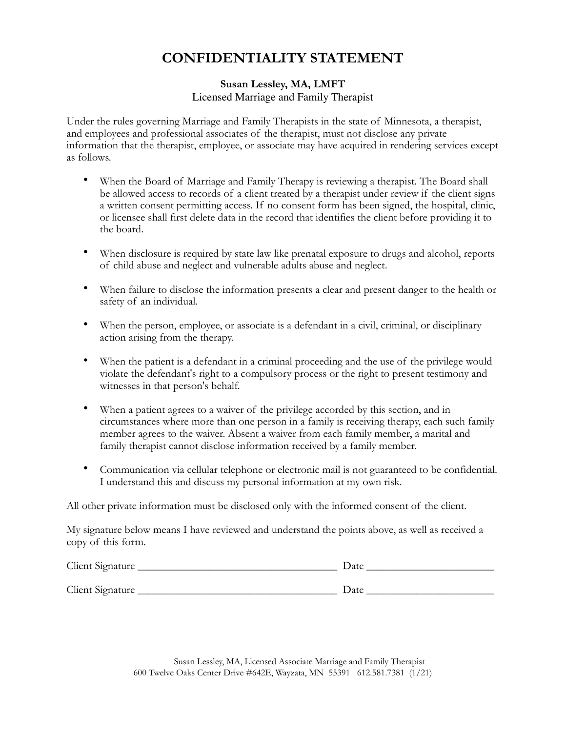# CONFIDENTIALITY STATEMENT

**Susan Lessley, MA, LMFT**
Licensed Marriage and Family Therapist

Under the rules governing Marriage and Family Therapists in the state of Minnesota, a therapist, and employees and professional associates of the therapist, must not disclose any private information that the therapist, employee, or associate may have acquired in rendering services except as follows.

- When the Board of Marriage and Family Therapy is reviewing a therapist. The Board shall be allowed access to records of a client treated by a therapist under review if the client signs a written consent permitting access. If no consent form has been signed, the hospital, clinic, or licensee shall first delete data in the record that identifies the client before providing it to the board.
- When disclosure is required by state law like prenatal exposure to drugs and alcohol, reports of child abuse and neglect and vulnerable adults abuse and neglect.
- When failure to disclose the information presents a clear and present danger to the health or safety of an individual.
- When the person, employee, or associate is a defendant in a civil, criminal, or disciplinary action arising from the therapy.
- When the patient is a defendant in a criminal proceeding and the use of the privilege would violate the defendant's right to a compulsory process or the right to present testimony and witnesses in that person's behalf.
- When a patient agrees to a waiver of the privilege accorded by this section, and in circumstances where more than one person in a family is receiving therapy, each such family member agrees to the waiver. Absent a waiver from each family member, a marital and family therapist cannot disclose information received by a family member.
- Communication via cellular telephone or electronic mail is not guaranteed to be confidential. I understand this and discuss my personal information at my own risk.

All other private information must be disclosed only with the informed consent of the client.

My signature below means I have reviewed and understand the points above, as well as received a copy of this form.

Client Signature ____________________________________ Date _______________________

Client Signature ____________________________________ Date _______________________

Susan Lessley, MA, Licensed Associate Marriage and Family Therapist
600 Twelve Oaks Center Drive #642E, Wayzata, MN 55391 612.581.7381 (1/21)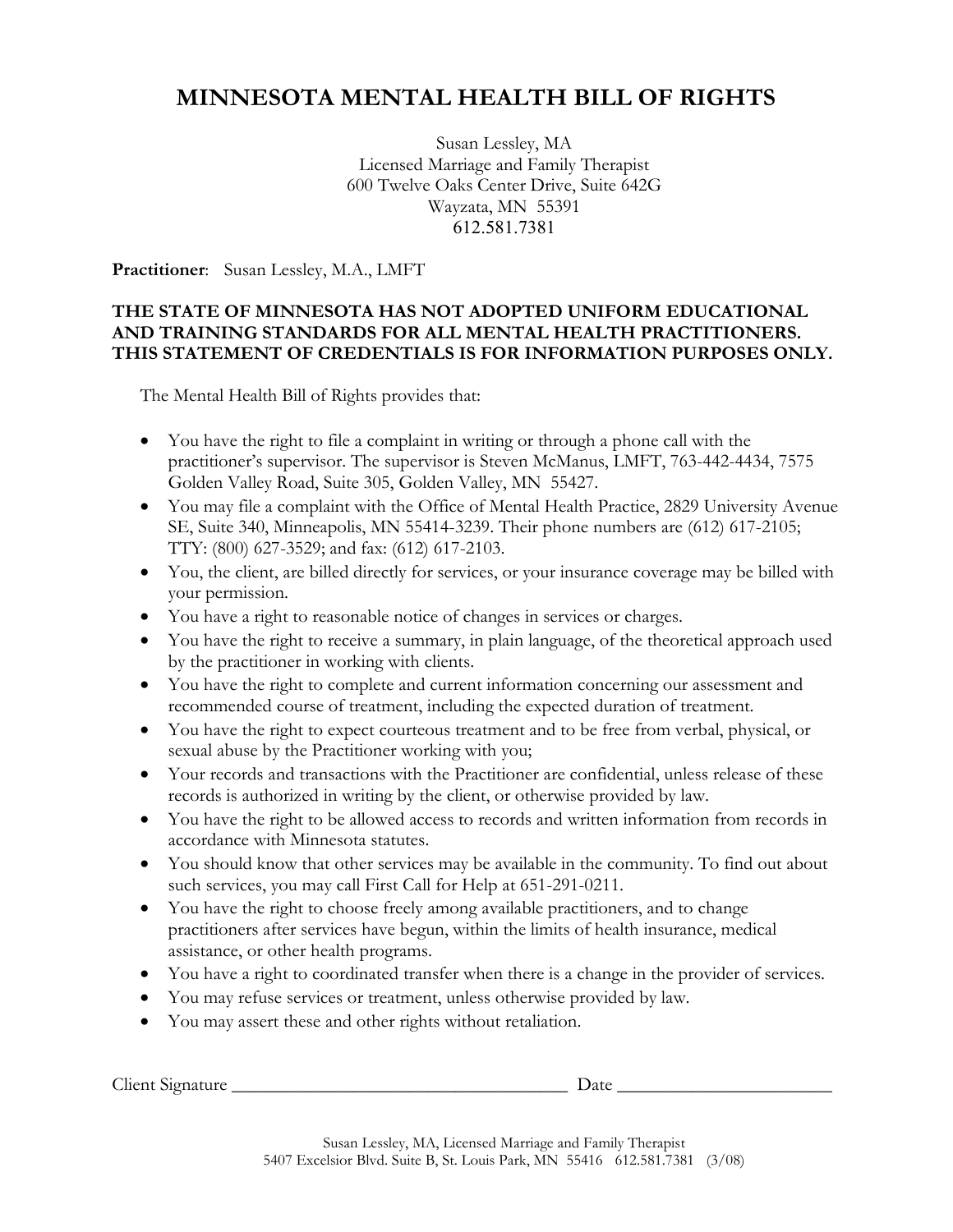# MINNESOTA MENTAL HEALTH BILL OF RIGHTS

Susan Lessley, MA
Licensed Marriage and Family Therapist
600 Twelve Oaks Center Drive, Suite 642G
Wayzata, MN 55391
612.581.7381

**Practitioner**: Susan Lessley, M.A., LMFT

**THE STATE OF MINNESOTA HAS NOT ADOPTED UNIFORM EDUCATIONAL AND TRAINING STANDARDS FOR ALL MENTAL HEALTH PRACTITIONERS. THIS STATEMENT OF CREDENTIALS IS FOR INFORMATION PURPOSES ONLY.**

The Mental Health Bill of Rights provides that:

- You have the right to file a complaint in writing or through a phone call with the practitioner's supervisor. The supervisor is Steven McManus, LMFT, 763-442-4434, 7575 Golden Valley Road, Suite 305, Golden Valley, MN 55427.
- You may file a complaint with the Office of Mental Health Practice, 2829 University Avenue SE, Suite 340, Minneapolis, MN 55414-3239. Their phone numbers are (612) 617-2105; TTY: (800) 627-3529; and fax: (612) 617-2103.
- You, the client, are billed directly for services, or your insurance coverage may be billed with your permission.
- You have a right to reasonable notice of changes in services or charges.
- You have the right to receive a summary, in plain language, of the theoretical approach used by the practitioner in working with clients.
- You have the right to complete and current information concerning our assessment and recommended course of treatment, including the expected duration of treatment.
- You have the right to expect courteous treatment and to be free from verbal, physical, or sexual abuse by the Practitioner working with you;
- Your records and transactions with the Practitioner are confidential, unless release of these records is authorized in writing by the client, or otherwise provided by law.
- You have the right to be allowed access to records and written information from records in accordance with Minnesota statutes.
- You should know that other services may be available in the community. To find out about such services, you may call First Call for Help at 651-291-0211.
- You have the right to choose freely among available practitioners, and to change practitioners after services have begun, within the limits of health insurance, medical assistance, or other health programs.
- You have a right to coordinated transfer when there is a change in the provider of services.
- You may refuse services or treatment, unless otherwise provided by law.
- You may assert these and other rights without retaliation.

Client Signature ______________________________ Date ____________________

Susan Lessley, MA, Licensed Marriage and Family Therapist
5407 Excelsior Blvd. Suite B, St. Louis Park, MN 55416 612.581.7381 (3/08)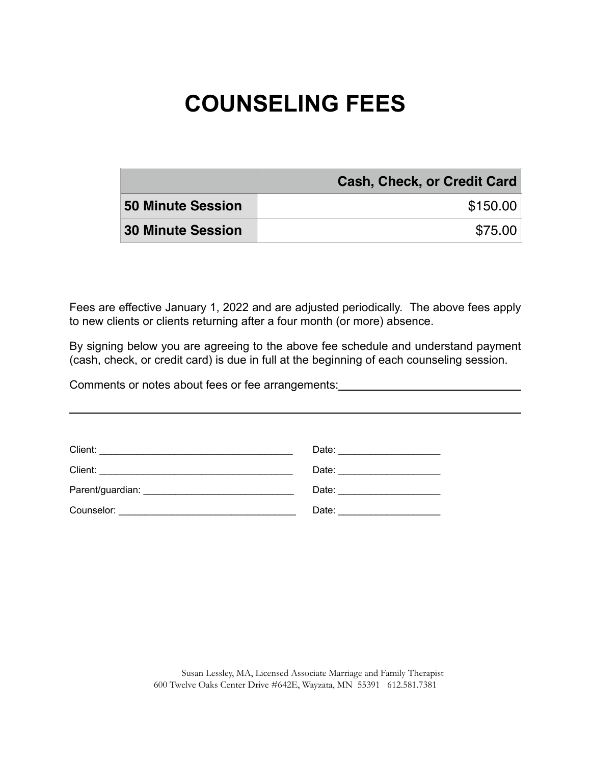# COUNSELING FEES

| | Cash, Check, or Credit Card |
|---|---|
| **50 Minute Session** | $150.00 |
| **30 Minute Session** | $75.00 |

Fees are effective January 1, 2022 and are adjusted periodically. The above fees apply to new clients or clients returning after a four month (or more) absence.

By signing below you are agreeing to the above fee schedule and understand payment (cash, check, or credit card) is due in full at the beginning of each counseling session.

Comments or notes about fees or fee arrangements:______________________________

________________________________________________________________________

Client: ____________________________________ Date: ___________________

Client: ____________________________________ Date: ___________________

Parent/guardian: ____________________________ Date: ___________________

Counselor: _________________________________ Date: ___________________

Susan Lessley, MA, Licensed Associate Marriage and Family Therapist
600 Twelve Oaks Center Drive #642E, Wayzata, MN 55391 612.581.7381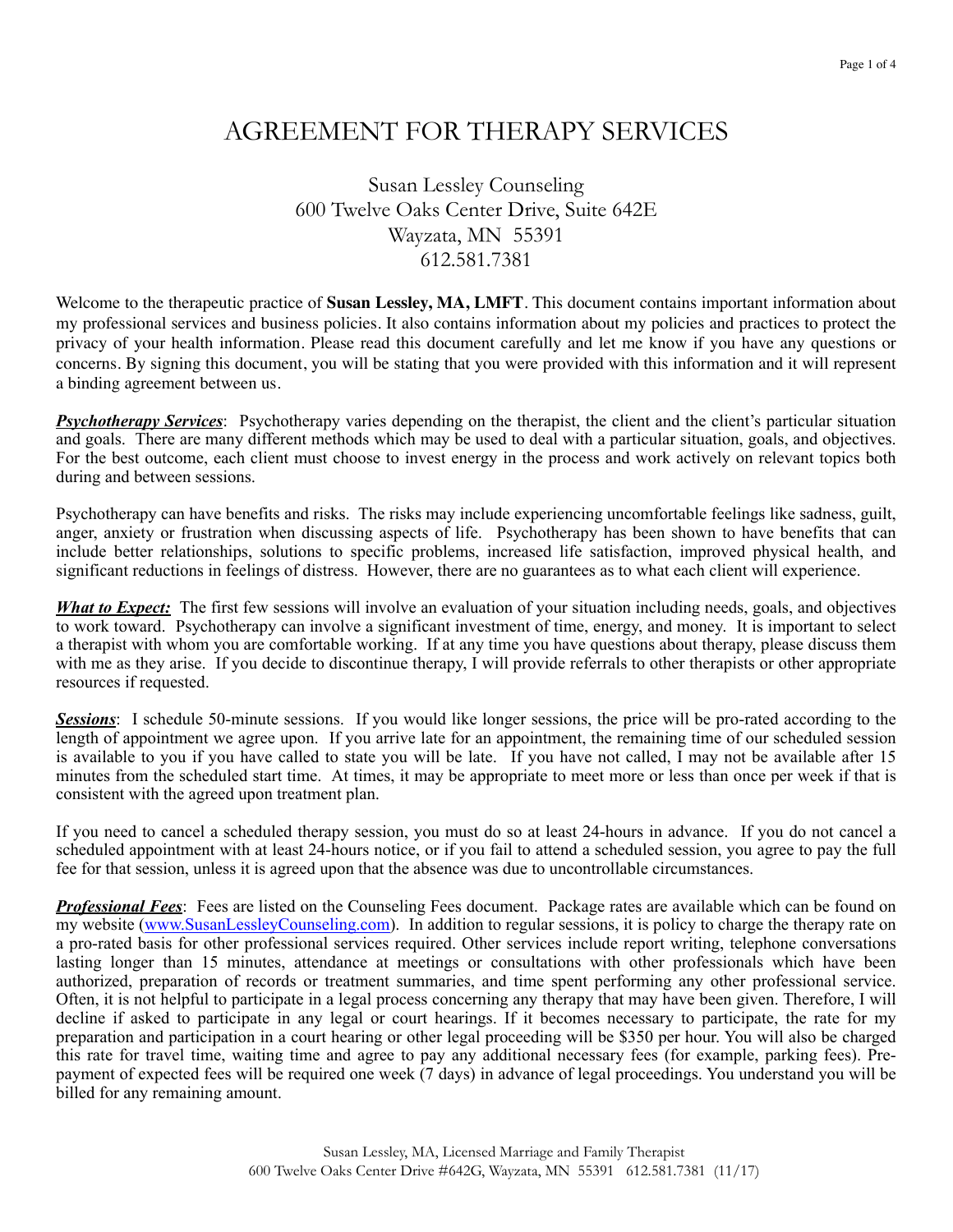# AGREEMENT FOR THERAPY SERVICES

Susan Lessley Counseling
600 Twelve Oaks Center Drive, Suite 642E
Wayzata, MN 55391
612.581.7381

Welcome to the therapeutic practice of **Susan Lessley, MA, LMFT**. This document contains important information about my professional services and business policies. It also contains information about my policies and practices to protect the privacy of your health information. Please read this document carefully and let me know if you have any questions or concerns. By signing this document, you will be stating that you were provided with this information and it will represent a binding agreement between us.

***Psychotherapy Services***: Psychotherapy varies depending on the therapist, the client and the client's particular situation and goals. There are many different methods which may be used to deal with a particular situation, goals, and objectives. For the best outcome, each client must choose to invest energy in the process and work actively on relevant topics both during and between sessions.

Psychotherapy can have benefits and risks. The risks may include experiencing uncomfortable feelings like sadness, guilt, anger, anxiety or frustration when discussing aspects of life. Psychotherapy has been shown to have benefits that can include better relationships, solutions to specific problems, increased life satisfaction, improved physical health, and significant reductions in feelings of distress. However, there are no guarantees as to what each client will experience.

***What to Expect:*** The first few sessions will involve an evaluation of your situation including needs, goals, and objectives to work toward. Psychotherapy can involve a significant investment of time, energy, and money. It is important to select a therapist with whom you are comfortable working. If at any time you have questions about therapy, please discuss them with me as they arise. If you decide to discontinue therapy, I will provide referrals to other therapists or other appropriate resources if requested.

***Sessions***: I schedule 50-minute sessions. If you would like longer sessions, the price will be pro-rated according to the length of appointment we agree upon. If you arrive late for an appointment, the remaining time of our scheduled session is available to you if you have called to state you will be late. If you have not called, I may not be available after 15 minutes from the scheduled start time. At times, it may be appropriate to meet more or less than once per week if that is consistent with the agreed upon treatment plan.

If you need to cancel a scheduled therapy session, you must do so at least 24-hours in advance. If you do not cancel a scheduled appointment with at least 24-hours notice, or if you fail to attend a scheduled session, you agree to pay the full fee for that session, unless it is agreed upon that the absence was due to uncontrollable circumstances.

***Professional Fees***: Fees are listed on the Counseling Fees document. Package rates are available which can be found on my website (www.SusanLessleyCounseling.com). In addition to regular sessions, it is policy to charge the therapy rate on a pro-rated basis for other professional services required. Other services include report writing, telephone conversations lasting longer than 15 minutes, attendance at meetings or consultations with other professionals which have been authorized, preparation of records or treatment summaries, and time spent performing any other professional service. Often, it is not helpful to participate in a legal process concerning any therapy that may have been given. Therefore, I will decline if asked to participate in any legal or court hearings. If it becomes necessary to participate, the rate for my preparation and participation in a court hearing or other legal proceeding will be $350 per hour. You will also be charged this rate for travel time, waiting time and agree to pay any additional necessary fees (for example, parking fees). Pre-payment of expected fees will be required one week (7 days) in advance of legal proceedings. You understand you will be billed for any remaining amount.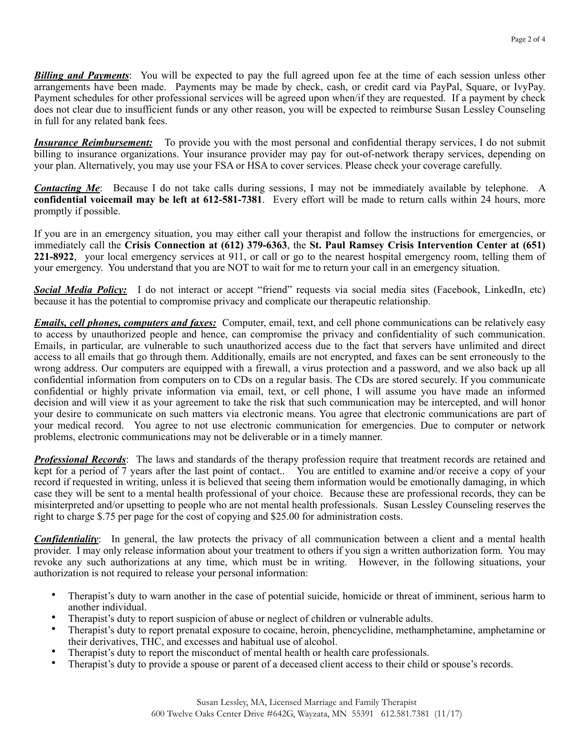***Billing and Payments***: You will be expected to pay the full agreed upon fee at the time of each session unless other arrangements have been made. Payments may be made by check, cash, or credit card via PayPal, Square, or IvyPay. Payment schedules for other professional services will be agreed upon when/if they are requested. If a payment by check does not clear due to insufficient funds or any other reason, you will be expected to reimburse Susan Lessley Counseling in full for any related bank fees.

***Insurance Reimbursement:*** To provide you with the most personal and confidential therapy services, I do not submit billing to insurance organizations. Your insurance provider may pay for out-of-network therapy services, depending on your plan. Alternatively, you may use your FSA or HSA to cover services. Please check your coverage carefully.

***Contacting Me***: Because I do not take calls during sessions, I may not be immediately available by telephone. A **confidential voicemail may be left at 612-581-7381**. Every effort will be made to return calls within 24 hours, more promptly if possible.

If you are in an emergency situation, you may either call your therapist and follow the instructions for emergencies, or immediately call the **Crisis Connection at (612) 379-6363**, the **St. Paul Ramsey Crisis Intervention Center at (651) 221-8922**, your local emergency services at 911, or call or go to the nearest hospital emergency room, telling them of your emergency. You understand that you are NOT to wait for me to return your call in an emergency situation.

***Social Media Policy:*** I do not interact or accept "friend" requests via social media sites (Facebook, LinkedIn, etc) because it has the potential to compromise privacy and complicate our therapeutic relationship.

***Emails, cell phones, computers and faxes:*** Computer, email, text, and cell phone communications can be relatively easy to access by unauthorized people and hence, can compromise the privacy and confidentiality of such communication. Emails, in particular, are vulnerable to such unauthorized access due to the fact that servers have unlimited and direct access to all emails that go through them. Additionally, emails are not encrypted, and faxes can be sent erroneously to the wrong address. Our computers are equipped with a firewall, a virus protection and a password, and we also back up all confidential information from computers on to CDs on a regular basis. The CDs are stored securely. If you communicate confidential or highly private information via email, text, or cell phone, I will assume you have made an informed decision and will view it as your agreement to take the risk that such communication may be intercepted, and will honor your desire to communicate on such matters via electronic means. You agree that electronic communications are part of your medical record. You agree to not use electronic communication for emergencies. Due to computer or network problems, electronic communications may not be deliverable or in a timely manner.

***Professional Records***: The laws and standards of the therapy profession require that treatment records are retained and kept for a period of 7 years after the last point of contact.. You are entitled to examine and/or receive a copy of your record if requested in writing, unless it is believed that seeing them information would be emotionally damaging, in which case they will be sent to a mental health professional of your choice. Because these are professional records, they can be misinterpreted and/or upsetting to people who are not mental health professionals. Susan Lessley Counseling reserves the right to charge $.75 per page for the cost of copying and $25.00 for administration costs.

***Confidentiality***: In general, the law protects the privacy of all communication between a client and a mental health provider. I may only release information about your treatment to others if you sign a written authorization form. You may revoke any such authorizations at any time, which must be in writing. However, in the following situations, your authorization is not required to release your personal information:

- Therapist's duty to warn another in the case of potential suicide, homicide or threat of imminent, serious harm to another individual.
- Therapist's duty to report suspicion of abuse or neglect of children or vulnerable adults.
- Therapist's duty to report prenatal exposure to cocaine, heroin, phencyclidine, methamphetamine, amphetamine or their derivatives, THC, and excesses and habitual use of alcohol.
- Therapist's duty to report the misconduct of mental health or health care professionals.
- Therapist's duty to provide a spouse or parent of a deceased client access to their child or spouse's records.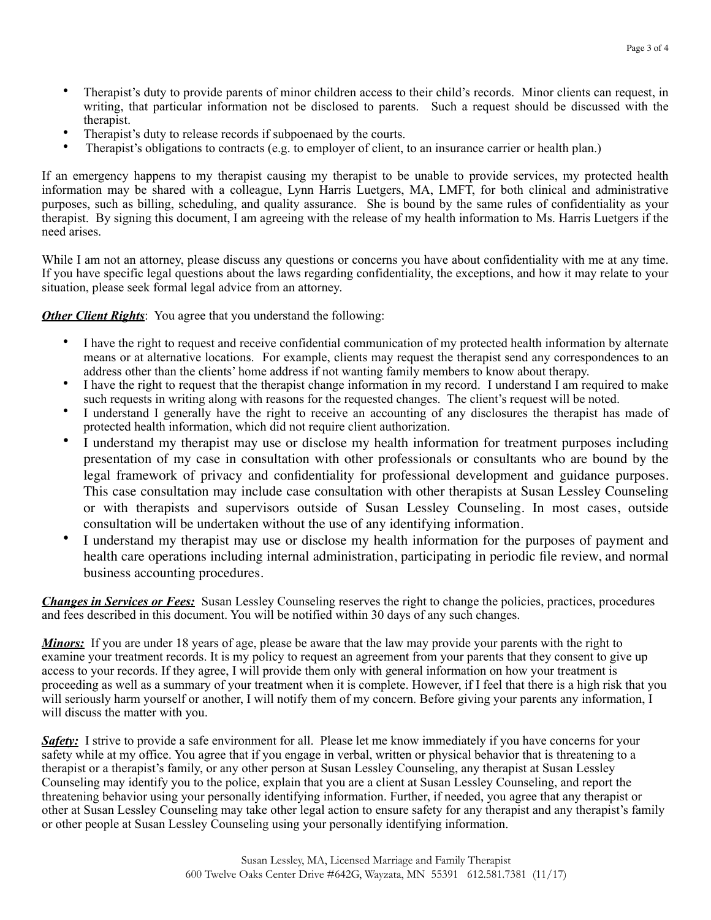- Therapist's duty to provide parents of minor children access to their child's records. Minor clients can request, in writing, that particular information not be disclosed to parents. Such a request should be discussed with the therapist.
- Therapist's duty to release records if subpoenaed by the courts.
- Therapist's obligations to contracts (e.g. to employer of client, to an insurance carrier or health plan.)

If an emergency happens to my therapist causing my therapist to be unable to provide services, my protected health information may be shared with a colleague, Lynn Harris Luetgers, MA, LMFT, for both clinical and administrative purposes, such as billing, scheduling, and quality assurance. She is bound by the same rules of confidentiality as your therapist. By signing this document, I am agreeing with the release of my health information to Ms. Harris Luetgers if the need arises.

While I am not an attorney, please discuss any questions or concerns you have about confidentiality with me at any time. If you have specific legal questions about the laws regarding confidentiality, the exceptions, and how it may relate to your situation, please seek formal legal advice from an attorney.

***Other Client Rights***: You agree that you understand the following:

- I have the right to request and receive confidential communication of my protected health information by alternate means or at alternative locations. For example, clients may request the therapist send any correspondences to an address other than the clients' home address if not wanting family members to know about therapy.
- I have the right to request that the therapist change information in my record. I understand I am required to make such requests in writing along with reasons for the requested changes. The client's request will be noted.
- I understand I generally have the right to receive an accounting of any disclosures the therapist has made of protected health information, which did not require client authorization.
- I understand my therapist may use or disclose my health information for treatment purposes including presentation of my case in consultation with other professionals or consultants who are bound by the legal framework of privacy and confidentiality for professional development and guidance purposes. This case consultation may include case consultation with other therapists at Susan Lessley Counseling or with therapists and supervisors outside of Susan Lessley Counseling. In most cases, outside consultation will be undertaken without the use of any identifying information.
- I understand my therapist may use or disclose my health information for the purposes of payment and health care operations including internal administration, participating in periodic file review, and normal business accounting procedures.

***Changes in Services or Fees:*** Susan Lessley Counseling reserves the right to change the policies, practices, procedures and fees described in this document. You will be notified within 30 days of any such changes.

***Minors:*** If you are under 18 years of age, please be aware that the law may provide your parents with the right to examine your treatment records. It is my policy to request an agreement from your parents that they consent to give up access to your records. If they agree, I will provide them only with general information on how your treatment is proceeding as well as a summary of your treatment when it is complete. However, if I feel that there is a high risk that you will seriously harm yourself or another, I will notify them of my concern. Before giving your parents any information, I will discuss the matter with you.

***Safety:*** I strive to provide a safe environment for all. Please let me know immediately if you have concerns for your safety while at my office. You agree that if you engage in verbal, written or physical behavior that is threatening to a therapist or a therapist's family, or any other person at Susan Lessley Counseling, any therapist at Susan Lessley Counseling may identify you to the police, explain that you are a client at Susan Lessley Counseling, and report the threatening behavior using your personally identifying information. Further, if needed, you agree that any therapist or other at Susan Lessley Counseling may take other legal action to ensure safety for any therapist and any therapist's family or other people at Susan Lessley Counseling using your personally identifying information.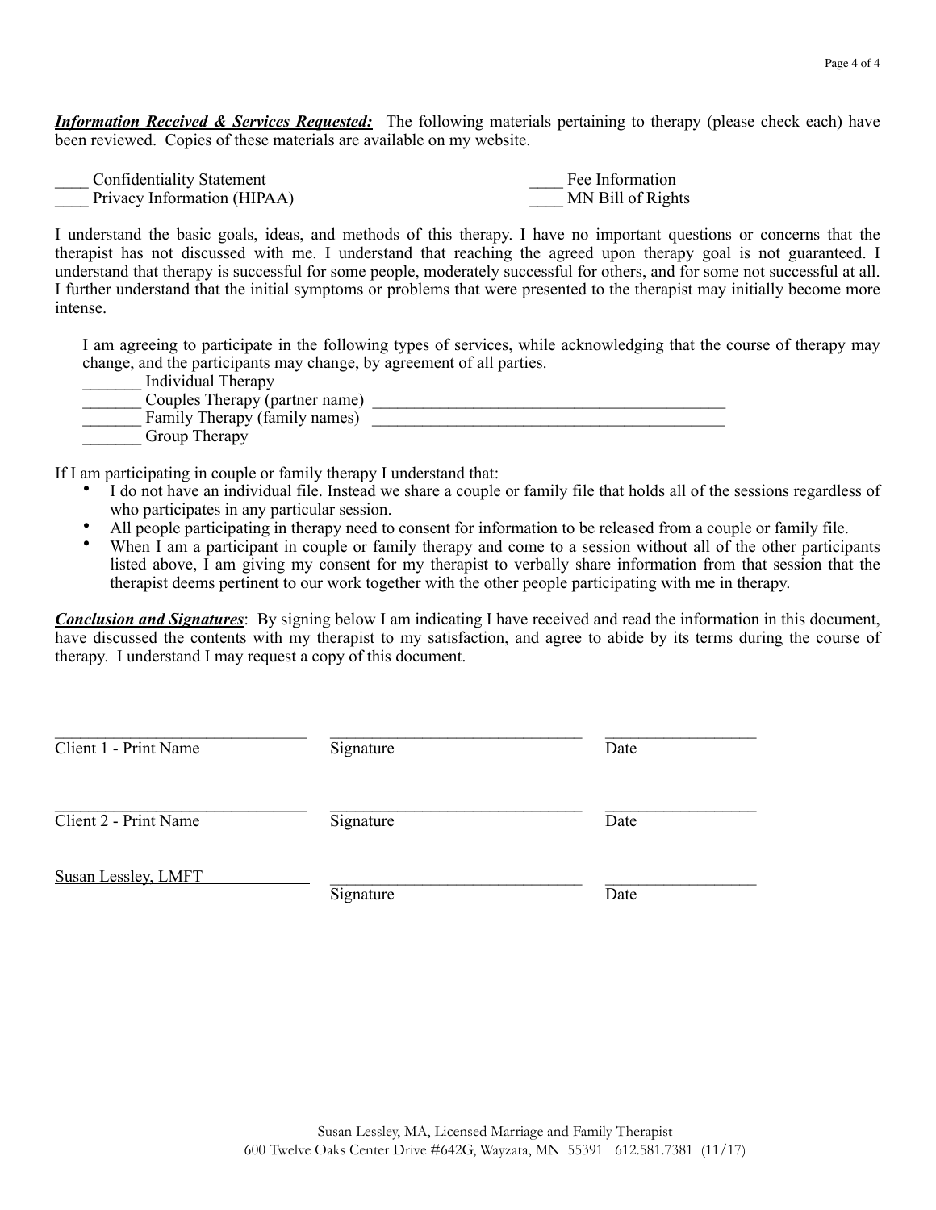***Information Received & Services Requested:*** The following materials pertaining to therapy (please check each) have been reviewed. Copies of these materials are available on my website.

____ Confidentiality Statement
____ Privacy Information (HIPAA)
____ Fee Information
____ MN Bill of Rights

I understand the basic goals, ideas, and methods of this therapy. I have no important questions or concerns that the therapist has not discussed with me. I understand that reaching the agreed upon therapy goal is not guaranteed. I understand that therapy is successful for some people, moderately successful for others, and for some not successful at all. I further understand that the initial symptoms or problems that were presented to the therapist may initially become more intense.

I am agreeing to participate in the following types of services, while acknowledging that the course of therapy may change, and the participants may change, by agreement of all parties.

_______ Individual Therapy
_______ Couples Therapy (partner name) ___________________________________________
_______ Family Therapy (family names) ___________________________________________
_______ Group Therapy

If I am participating in couple or family therapy I understand that:

- I do not have an individual file. Instead we share a couple or family file that holds all of the sessions regardless of who participates in any particular session.
- All people participating in therapy need to consent for information to be released from a couple or family file.
- When I am a participant in couple or family therapy and come to a session without all of the other participants listed above, I am giving my consent for my therapist to verbally share information from that session that the therapist deems pertinent to our work together with the other people participating with me in therapy.

***Conclusion and Signatures***: By signing below I am indicating I have received and read the information in this document, have discussed the contents with my therapist to my satisfaction, and agree to abide by its terms during the course of therapy. I understand I may request a copy of this document.

______________________________ ______________________________ __________________
Client 1 - Print Name Signature Date

______________________________ ______________________________ __________________
Client 2 - Print Name Signature Date

Susan Lessley, LMFT ______________________________ __________________
Signature Date

Susan Lessley, MA, Licensed Marriage and Family Therapist
600 Twelve Oaks Center Drive #642G, Wayzata, MN 55391 612.581.7381 (11/17)